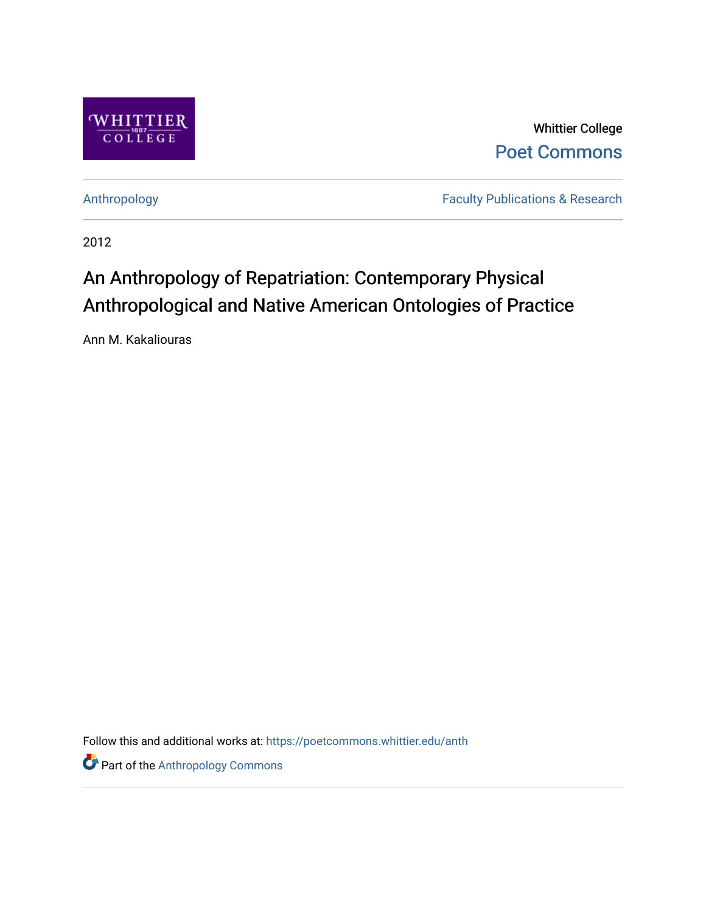Whittier College

Poet Commons

Anthropology

Faculty Publications & Research

2012

# An Anthropology of Repatriation: Contemporary Physical Anthropological and Native American Ontologies of Practice

Ann M. Kakaliouras

Follow this and additional works at: https://poetcommons.whittier.edu/anth

Part of the Anthropology Commons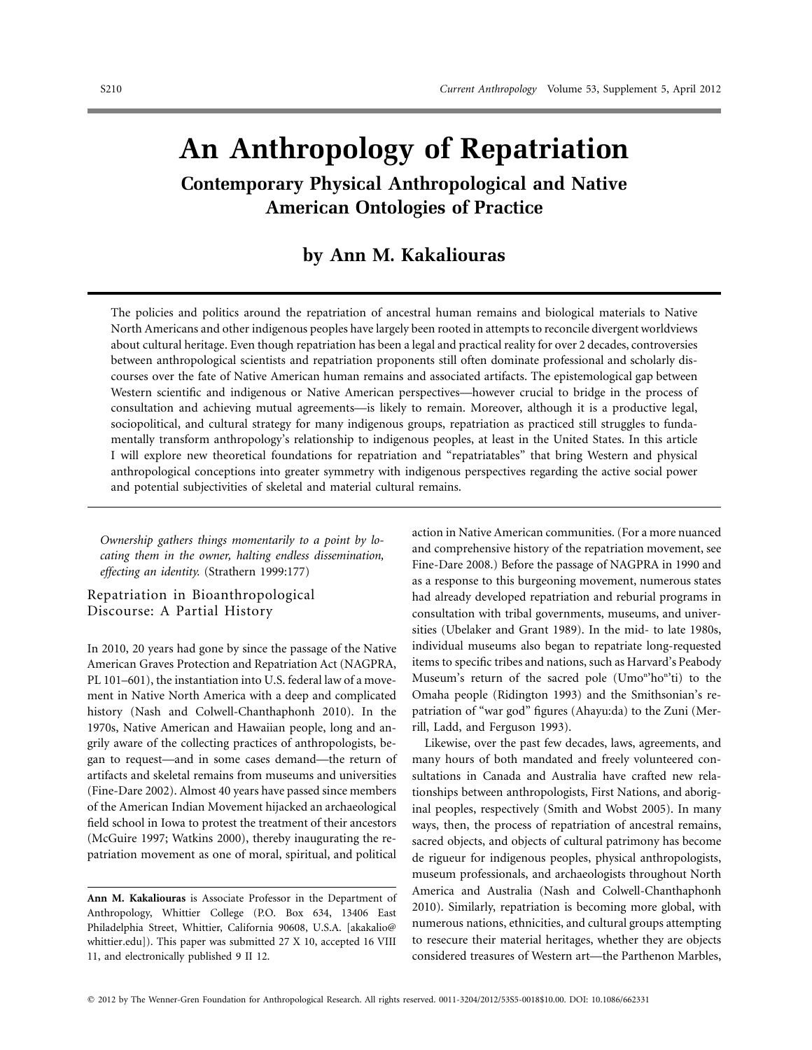# An Anthropology of Repatriation

## Contemporary Physical Anthropological and Native American Ontologies of Practice

### by Ann M. Kakaliouras

The policies and politics around the repatriation of ancestral human remains and biological materials to Native North Americans and other indigenous peoples have largely been rooted in attempts to reconcile divergent worldviews about cultural heritage. Even though repatriation has been a legal and practical reality for over 2 decades, controversies between anthropological scientists and repatriation proponents still often dominate professional and scholarly discourses over the fate of Native American human remains and associated artifacts. The epistemological gap between Western scientific and indigenous or Native American perspectives—however crucial to bridge in the process of consultation and achieving mutual agreements—is likely to remain. Moreover, although it is a productive legal, sociopolitical, and cultural strategy for many indigenous groups, repatriation as practiced still struggles to fundamentally transform anthropology's relationship to indigenous peoples, at least in the United States. In this article I will explore new theoretical foundations for repatriation and "repatriatables" that bring Western and physical anthropological conceptions into greater symmetry with indigenous perspectives regarding the active social power and potential subjectivities of skeletal and material cultural remains.

*Ownership gathers things momentarily to a point by locating them in the owner, halting endless dissemination, effecting an identity.* (Strathern 1999:177)

## Repatriation in Bioanthropological Discourse: A Partial History

In 2010, 20 years had gone by since the passage of the Native American Graves Protection and Repatriation Act (NAGPRA, PL 101–601), the instantiation into U.S. federal law of a movement in Native North America with a deep and complicated history (Nash and Colwell-Chanthaphonh 2010). In the 1970s, Native American and Hawaiian people, long and angrily aware of the collecting practices of anthropologists, began to request—and in some cases demand—the return of artifacts and skeletal remains from museums and universities (Fine-Dare 2002). Almost 40 years have passed since members of the American Indian Movement hijacked an archaeological field school in Iowa to protest the treatment of their ancestors (McGuire 1997; Watkins 2000), thereby inaugurating the repatriation movement as one of moral, spiritual, and political action in Native American communities. (For a more nuanced and comprehensive history of the repatriation movement, see Fine-Dare 2008.) Before the passage of NAGPRA in 1990 and as a response to this burgeoning movement, numerous states had already developed repatriation and reburial programs in consultation with tribal governments, museums, and universities (Ubelaker and Grant 1989). In the mid- to late 1980s, individual museums also began to repatriate long-requested items to specific tribes and nations, such as Harvard's Peabody Museum's return of the sacred pole (Umo$^{n}$'ho$^{n}$'ti) to the Omaha people (Ridington 1993) and the Smithsonian's repatriation of "war god" figures (Ahayu:da) to the Zuni (Merrill, Ladd, and Ferguson 1993).

Likewise, over the past few decades, laws, agreements, and many hours of both mandated and freely volunteered consultations in Canada and Australia have crafted new relationships between anthropologists, First Nations, and aboriginal peoples, respectively (Smith and Wobst 2005). In many ways, then, the process of repatriation of ancestral remains, sacred objects, and objects of cultural patrimony has become de rigueur for indigenous peoples, physical anthropologists, museum professionals, and archaeologists throughout North America and Australia (Nash and Colwell-Chanthaphonh 2010). Similarly, repatriation is becoming more global, with numerous nations, ethnicities, and cultural groups attempting to resecure their material heritages, whether they are objects considered treasures of Western art—the Parthenon Marbles,

**Ann M. Kakaliouras** is Associate Professor in the Department of Anthropology, Whittier College (P.O. Box 634, 13406 East Philadelphia Street, Whittier, California 90608, U.S.A. [akakalio@whittier.edu]). This paper was submitted 27 X 10, accepted 16 VIII 11, and electronically published 9 II 12.

© 2012 by The Wenner-Gren Foundation for Anthropological Research. All rights reserved. 0011-3204/2012/53S5-0018$10.00. DOI: 10.1086/662331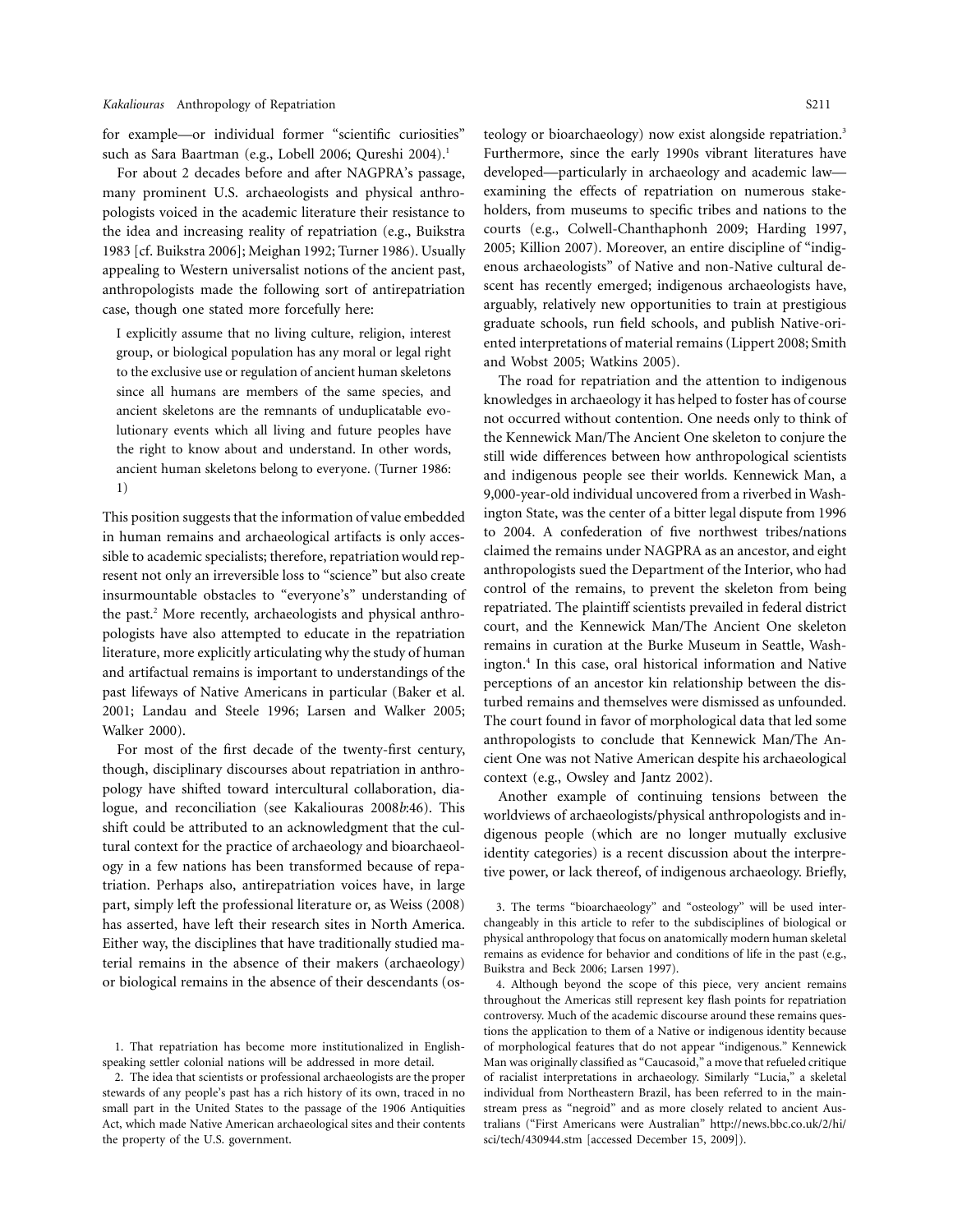for example—or individual former "scientific curiosities" such as Sara Baartman (e.g., Lobell 2006; Qureshi 2004).[1]

For about 2 decades before and after NAGPRA's passage, many prominent U.S. archaeologists and physical anthropologists voiced in the academic literature their resistance to the idea and increasing reality of repatriation (e.g., Buikstra 1983 [cf. Buikstra 2006]; Meighan 1992; Turner 1986). Usually appealing to Western universalist notions of the ancient past, anthropologists made the following sort of antirepatriation case, though one stated more forcefully here:

> I explicitly assume that no living culture, religion, interest group, or biological population has any moral or legal right to the exclusive use or regulation of ancient human skeletons since all humans are members of the same species, and ancient skeletons are the remnants of unduplicatable evolutionary events which all living and future peoples have the right to know about and understand. In other words, ancient human skeletons belong to everyone. (Turner 1986: 1)

This position suggests that the information of value embedded in human remains and archaeological artifacts is only accessible to academic specialists; therefore, repatriation would represent not only an irreversible loss to "science" but also create insurmountable obstacles to "everyone's" understanding of the past.[2] More recently, archaeologists and physical anthropologists have also attempted to educate in the repatriation literature, more explicitly articulating why the study of human and artifactual remains is important to understandings of the past lifeways of Native Americans in particular (Baker et al. 2001; Landau and Steele 1996; Larsen and Walker 2005; Walker 2000).

For most of the first decade of the twenty-first century, though, disciplinary discourses about repatriation in anthropology have shifted toward intercultural collaboration, dialogue, and reconciliation (see Kakaliouras 2008*b*:46). This shift could be attributed to an acknowledgment that the cultural context for the practice of archaeology and bioarchaeology in a few nations has been transformed because of repatriation. Perhaps also, antirepatriation voices have, in large part, simply left the professional literature or, as Weiss (2008) has asserted, have left their research sites in North America. Either way, the disciplines that have traditionally studied material remains in the absence of their makers (archaeology) or biological remains in the absence of their descendants (osteology or bioarchaeology) now exist alongside repatriation.[3] Furthermore, since the early 1990s vibrant literatures have developed—particularly in archaeology and academic law—examining the effects of repatriation on numerous stakeholders, from museums to specific tribes and nations to the courts (e.g., Colwell-Chanthaphonh 2009; Harding 1997, 2005; Killion 2007). Moreover, an entire discipline of "indigenous archaeologists" of Native and non-Native cultural descent has recently emerged; indigenous archaeologists have, arguably, relatively new opportunities to train at prestigious graduate schools, run field schools, and publish Native-oriented interpretations of material remains (Lippert 2008; Smith and Wobst 2005; Watkins 2005).

The road for repatriation and the attention to indigenous knowledges in archaeology it has helped to foster has of course not occurred without contention. One needs only to think of the Kennewick Man/The Ancient One skeleton to conjure the still wide differences between how anthropological scientists and indigenous people see their worlds. Kennewick Man, a 9,000-year-old individual uncovered from a riverbed in Washington State, was the center of a bitter legal dispute from 1996 to 2004. A confederation of five northwest tribes/nations claimed the remains under NAGPRA as an ancestor, and eight anthropologists sued the Department of the Interior, who had control of the remains, to prevent the skeleton from being repatriated. The plaintiff scientists prevailed in federal district court, and the Kennewick Man/The Ancient One skeleton remains in curation at the Burke Museum in Seattle, Washington.[4] In this case, oral historical information and Native perceptions of an ancestor kin relationship between the disturbed remains and themselves were dismissed as unfounded. The court found in favor of morphological data that led some anthropologists to conclude that Kennewick Man/The Ancient One was not Native American despite his archaeological context (e.g., Owsley and Jantz 2002).

Another example of continuing tensions between the worldviews of archaeologists/physical anthropologists and indigenous people (which are no longer mutually exclusive identity categories) is a recent discussion about the interpretive power, or lack thereof, of indigenous archaeology. Briefly,

1. That repatriation has become more institutionalized in English-speaking settler colonial nations will be addressed in more detail.

2. The idea that scientists or professional archaeologists are the proper stewards of any people's past has a rich history of its own, traced in no small part in the United States to the passage of the 1906 Antiquities Act, which made Native American archaeological sites and their contents the property of the U.S. government.

3. The terms "bioarchaeology" and "osteology" will be used interchangeably in this article to refer to the subdisciplines of biological or physical anthropology that focus on anatomically modern human skeletal remains as evidence for behavior and conditions of life in the past (e.g., Buikstra and Beck 2006; Larsen 1997).

4. Although beyond the scope of this piece, very ancient remains throughout the Americas still represent key flash points for repatriation controversy. Much of the academic discourse around these remains questions the application to them of a Native or indigenous identity because of morphological features that do not appear "indigenous." Kennewick Man was originally classified as "Caucasoid," a move that refueled critique of racialist interpretations in archaeology. Similarly "Lucia," a skeletal individual from Northeastern Brazil, has been referred to in the mainstream press as "negroid" and as more closely related to ancient Australians ("First Americans were Australian" http://news.bbc.co.uk/2/hi/sci/tech/430944.stm [accessed December 15, 2009]).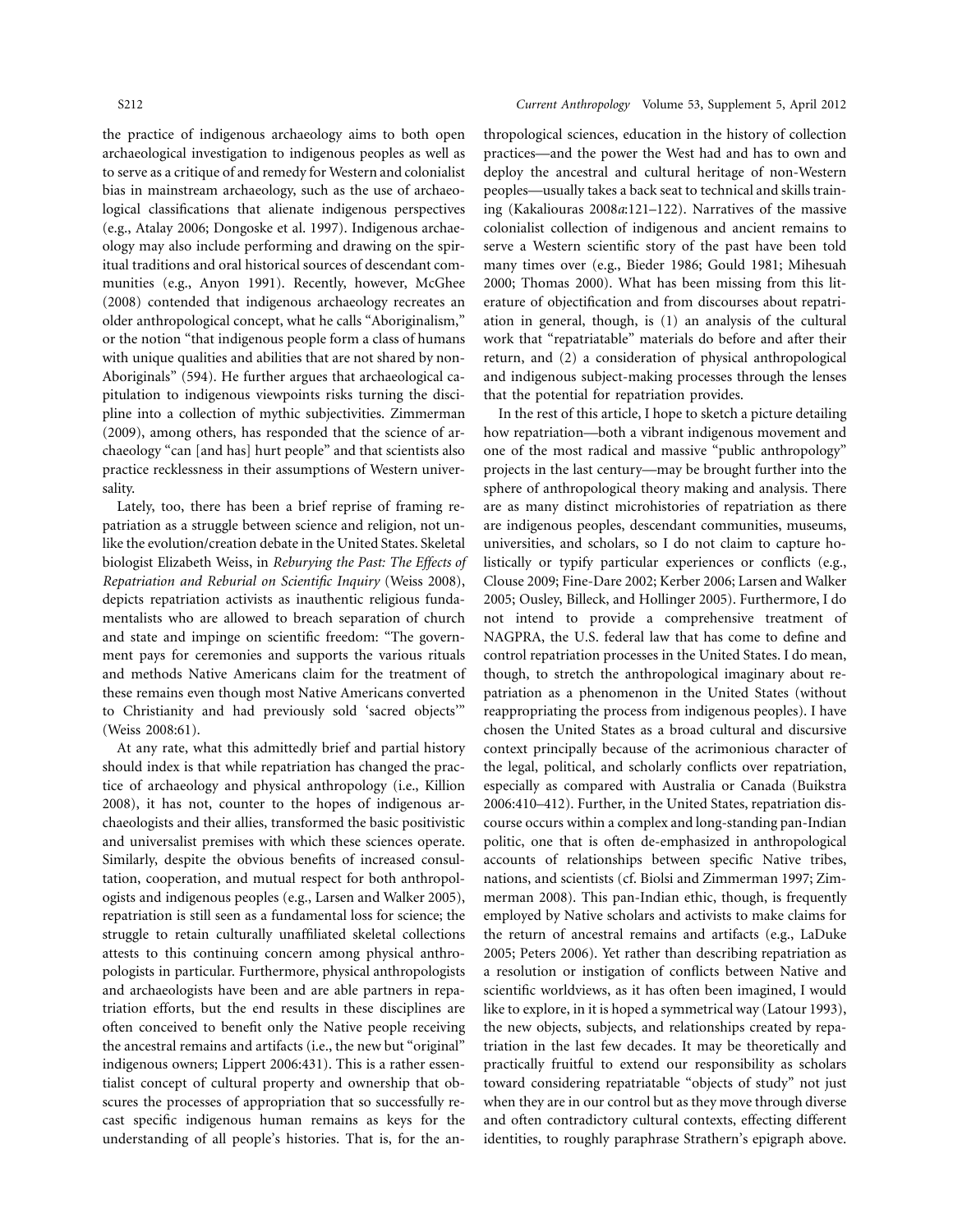the practice of indigenous archaeology aims to both open archaeological investigation to indigenous peoples as well as to serve as a critique of and remedy for Western and colonialist bias in mainstream archaeology, such as the use of archaeological classifications that alienate indigenous perspectives (e.g., Atalay 2006; Dongoske et al. 1997). Indigenous archaeology may also include performing and drawing on the spiritual traditions and oral historical sources of descendant communities (e.g., Anyon 1991). Recently, however, McGhee (2008) contended that indigenous archaeology recreates an older anthropological concept, what he calls "Aboriginalism," or the notion "that indigenous people form a class of humans with unique qualities and abilities that are not shared by non-Aboriginals" (594). He further argues that archaeological capitulation to indigenous viewpoints risks turning the discipline into a collection of mythic subjectivities. Zimmerman (2009), among others, has responded that the science of archaeology "can [and has] hurt people" and that scientists also practice recklessness in their assumptions of Western universality.

Lately, too, there has been a brief reprise of framing repatriation as a struggle between science and religion, not unlike the evolution/creation debate in the United States. Skeletal biologist Elizabeth Weiss, in *Reburying the Past: The Effects of Repatriation and Reburial on Scientific Inquiry* (Weiss 2008), depicts repatriation activists as inauthentic religious fundamentalists who are allowed to breach separation of church and state and impinge on scientific freedom: "The government pays for ceremonies and supports the various rituals and methods Native Americans claim for the treatment of these remains even though most Native Americans converted to Christianity and had previously sold 'sacred objects'" (Weiss 2008:61).

At any rate, what this admittedly brief and partial history should index is that while repatriation has changed the practice of archaeology and physical anthropology (i.e., Killion 2008), it has not, counter to the hopes of indigenous archaeologists and their allies, transformed the basic positivistic and universalist premises with which these sciences operate. Similarly, despite the obvious benefits of increased consultation, cooperation, and mutual respect for both anthropologists and indigenous peoples (e.g., Larsen and Walker 2005), repatriation is still seen as a fundamental loss for science; the struggle to retain culturally unaffiliated skeletal collections attests to this continuing concern among physical anthropologists in particular. Furthermore, physical anthropologists and archaeologists have been and are able partners in repatriation efforts, but the end results in these disciplines are often conceived to benefit only the Native people receiving the ancestral remains and artifacts (i.e., the new but "original" indigenous owners; Lippert 2006:431). This is a rather essentialist concept of cultural property and ownership that obscures the processes of appropriation that so successfully recast specific indigenous human remains as keys for the understanding of all people's histories. That is, for the anthropological sciences, education in the history of collection practices—and the power the West had and has to own and deploy the ancestral and cultural heritage of non-Western peoples—usually takes a back seat to technical and skills training (Kakaliouras 2008*a*:121–122). Narratives of the massive colonialist collection of indigenous and ancient remains to serve a Western scientific story of the past have been told many times over (e.g., Bieder 1986; Gould 1981; Mihesuah 2000; Thomas 2000). What has been missing from this literature of objectification and from discourses about repatriation in general, though, is (1) an analysis of the cultural work that "repatriatable" materials do before and after their return, and (2) a consideration of physical anthropological and indigenous subject-making processes through the lenses that the potential for repatriation provides.

In the rest of this article, I hope to sketch a picture detailing how repatriation—both a vibrant indigenous movement and one of the most radical and massive "public anthropology" projects in the last century—may be brought further into the sphere of anthropological theory making and analysis. There are as many distinct microhistories of repatriation as there are indigenous peoples, descendant communities, museums, universities, and scholars, so I do not claim to capture holistically or typify particular experiences or conflicts (e.g., Clouse 2009; Fine-Dare 2002; Kerber 2006; Larsen and Walker 2005; Ousley, Billeck, and Hollinger 2005). Furthermore, I do not intend to provide a comprehensive treatment of NAGPRA, the U.S. federal law that has come to define and control repatriation processes in the United States. I do mean, though, to stretch the anthropological imaginary about repatriation as a phenomenon in the United States (without reappropriating the process from indigenous peoples). I have chosen the United States as a broad cultural and discursive context principally because of the acrimonious character of the legal, political, and scholarly conflicts over repatriation, especially as compared with Australia or Canada (Buikstra 2006:410–412). Further, in the United States, repatriation discourse occurs within a complex and long-standing pan-Indian politic, one that is often de-emphasized in anthropological accounts of relationships between specific Native tribes, nations, and scientists (cf. Biolsi and Zimmerman 1997; Zimmerman 2008). This pan-Indian ethic, though, is frequently employed by Native scholars and activists to make claims for the return of ancestral remains and artifacts (e.g., LaDuke 2005; Peters 2006). Yet rather than describing repatriation as a resolution or instigation of conflicts between Native and scientific worldviews, as it has often been imagined, I would like to explore, in it is hoped a symmetrical way (Latour 1993), the new objects, subjects, and relationships created by repatriation in the last few decades. It may be theoretically and practically fruitful to extend our responsibility as scholars toward considering repatriatable "objects of study" not just when they are in our control but as they move through diverse and often contradictory cultural contexts, effecting different identities, to roughly paraphrase Strathern's epigraph above.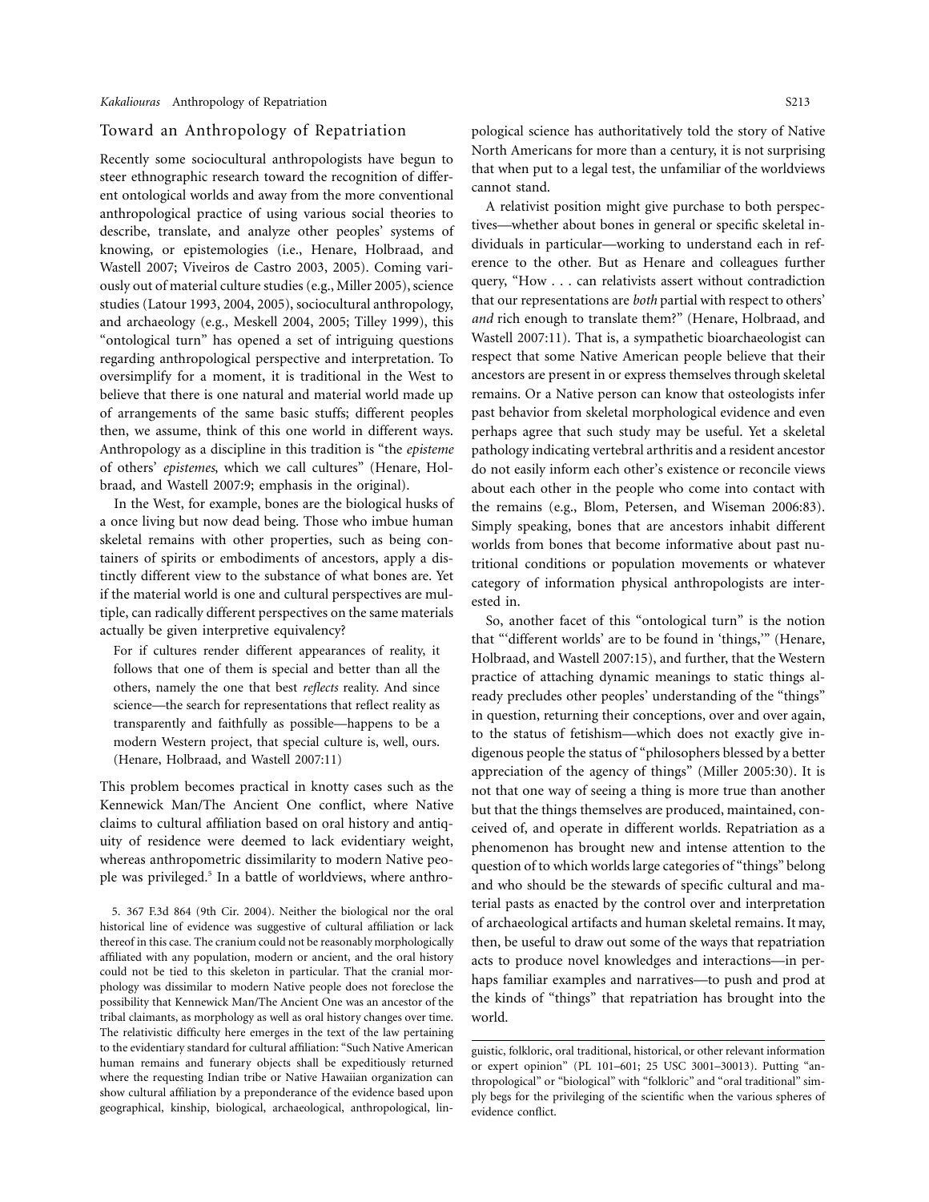## Toward an Anthropology of Repatriation

Recently some sociocultural anthropologists have begun to steer ethnographic research toward the recognition of different ontological worlds and away from the more conventional anthropological practice of using various social theories to describe, translate, and analyze other peoples' systems of knowing, or epistemologies (i.e., Henare, Holbraad, and Wastell 2007; Viveiros de Castro 2003, 2005). Coming variously out of material culture studies (e.g., Miller 2005), science studies (Latour 1993, 2004, 2005), sociocultural anthropology, and archaeology (e.g., Meskell 2004, 2005; Tilley 1999), this "ontological turn" has opened a set of intriguing questions regarding anthropological perspective and interpretation. To oversimplify for a moment, it is traditional in the West to believe that there is one natural and material world made up of arrangements of the same basic stuffs; different peoples then, we assume, think of this one world in different ways. Anthropology as a discipline in this tradition is "the *episteme* of others' *epistemes*, which we call cultures" (Henare, Holbraad, and Wastell 2007:9; emphasis in the original).

In the West, for example, bones are the biological husks of a once living but now dead being. Those who imbue human skeletal remains with other properties, such as being containers of spirits or embodiments of ancestors, apply a distinctly different view to the substance of what bones are. Yet if the material world is one and cultural perspectives are multiple, can radically different perspectives on the same materials actually be given interpretive equivalency?

> For if cultures render different appearances of reality, it follows that one of them is special and better than all the others, namely the one that best *reflects* reality. And since science—the search for representations that reflect reality as transparently and faithfully as possible—happens to be a modern Western project, that special culture is, well, ours. (Henare, Holbraad, and Wastell 2007:11)

This problem becomes practical in knotty cases such as the Kennewick Man/The Ancient One conflict, where Native claims to cultural affiliation based on oral history and antiquity of residence were deemed to lack evidentiary weight, whereas anthropometric dissimilarity to modern Native people was privileged.[5] In a battle of worldviews, where anthropological science has authoritatively told the story of Native North Americans for more than a century, it is not surprising that when put to a legal test, the unfamiliar of the worldviews cannot stand.

A relativist position might give purchase to both perspectives—whether about bones in general or specific skeletal individuals in particular—working to understand each in reference to the other. But as Henare and colleagues further query, "How . . . can relativists assert without contradiction that our representations are *both* partial with respect to others' *and* rich enough to translate them?" (Henare, Holbraad, and Wastell 2007:11). That is, a sympathetic bioarchaeologist can respect that some Native American people believe that their ancestors are present in or express themselves through skeletal remains. Or a Native person can know that osteologists infer past behavior from skeletal morphological evidence and even perhaps agree that such study may be useful. Yet a skeletal pathology indicating vertebral arthritis and a resident ancestor do not easily inform each other's existence or reconcile views about each other in the people who come into contact with the remains (e.g., Blom, Petersen, and Wiseman 2006:83). Simply speaking, bones that are ancestors inhabit different worlds from bones that become informative about past nutritional conditions or population movements or whatever category of information physical anthropologists are interested in.

So, another facet of this "ontological turn" is the notion that "'different worlds' are to be found in 'things,'" (Henare, Holbraad, and Wastell 2007:15), and further, that the Western practice of attaching dynamic meanings to static things already precludes other peoples' understanding of the "things" in question, returning their conceptions, over and over again, to the status of fetishism—which does not exactly give indigenous people the status of "philosophers blessed by a better appreciation of the agency of things" (Miller 2005:30). It is not that one way of seeing a thing is more true than another but that the things themselves are produced, maintained, conceived of, and operate in different worlds. Repatriation as a phenomenon has brought new and intense attention to the question of to which worlds large categories of "things" belong and who should be the stewards of specific cultural and material pasts as enacted by the control over and interpretation of archaeological artifacts and human skeletal remains. It may, then, be useful to draw out some of the ways that repatriation acts to produce novel knowledges and interactions—in perhaps familiar examples and narratives—to push and prod at the kinds of "things" that repatriation has brought into the world.

5. 367 F.3d 864 (9th Cir. 2004). Neither the biological nor the oral historical line of evidence was suggestive of cultural affiliation or lack thereof in this case. The cranium could not be reasonably morphologically affiliated with any population, modern or ancient, and the oral history could not be tied to this skeleton in particular. That the cranial morphology was dissimilar to modern Native people does not foreclose the possibility that Kennewick Man/The Ancient One was an ancestor of the tribal claimants, as morphology as well as oral history changes over time. The relativistic difficulty here emerges in the text of the law pertaining to the evidentiary standard for cultural affiliation: "Such Native American human remains and funerary objects shall be expeditiously returned where the requesting Indian tribe or Native Hawaiian organization can show cultural affiliation by a preponderance of the evidence based upon geographical, kinship, biological, archaeological, anthropological, linguistic, folkloric, oral traditional, historical, or other relevant information or expert opinion" (PL 101–601; 25 USC 3001–30013). Putting "anthropological" or "biological" with "folkloric" and "oral traditional" simply begs for the privileging of the scientific when the various spheres of evidence conflict.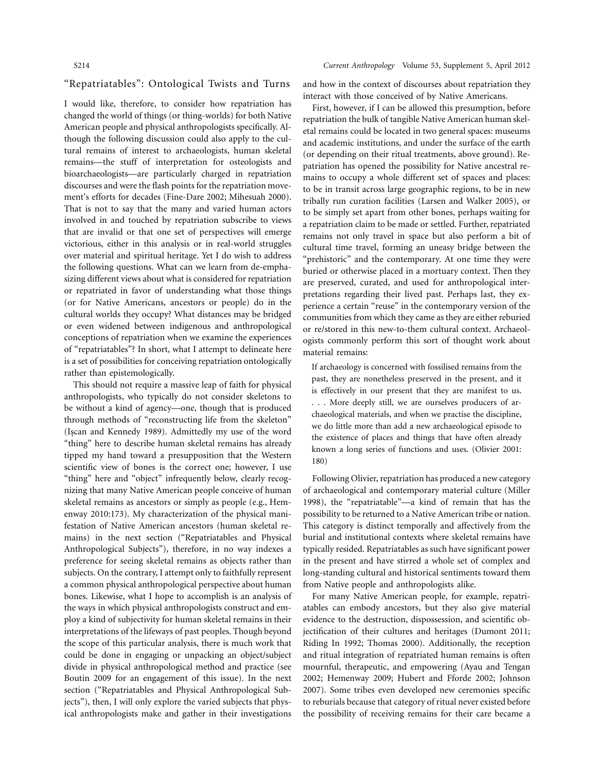## "Repatriatables": Ontological Twists and Turns

I would like, therefore, to consider how repatriation has changed the world of things (or thing-worlds) for both Native American people and physical anthropologists specifically. Although the following discussion could also apply to the cultural remains of interest to archaeologists, human skeletal remains—the stuff of interpretation for osteologists and bioarchaeologists—are particularly charged in repatriation discourses and were the flash points for the repatriation movement's efforts for decades (Fine-Dare 2002; Mihesuah 2000). That is not to say that the many and varied human actors involved in and touched by repatriation subscribe to views that are invalid or that one set of perspectives will emerge victorious, either in this analysis or in real-world struggles over material and spiritual heritage. Yet I do wish to address the following questions. What can we learn from de-emphasizing different views about what is considered for repatriation or repatriated in favor of understanding what those things (or for Native Americans, ancestors or people) do in the cultural worlds they occupy? What distances may be bridged or even widened between indigenous and anthropological conceptions of repatriation when we examine the experiences of "repatriatables"? In short, what I attempt to delineate here is a set of possibilities for conceiving repatriation ontologically rather than epistemologically.

This should not require a massive leap of faith for physical anthropologists, who typically do not consider skeletons to be without a kind of agency—one, though that is produced through methods of "reconstructing life from the skeleton" (İşcan and Kennedy 1989). Admittedly my use of the word "thing" here to describe human skeletal remains has already tipped my hand toward a presupposition that the Western scientific view of bones is the correct one; however, I use "thing" here and "object" infrequently below, clearly recognizing that many Native American people conceive of human skeletal remains as ancestors or simply as people (e.g., Hemenway 2010:173). My characterization of the physical manifestation of Native American ancestors (human skeletal remains) in the next section ("Repatriatables and Physical Anthropological Subjects"), therefore, in no way indexes a preference for seeing skeletal remains as objects rather than subjects. On the contrary, I attempt only to faithfully represent a common physical anthropological perspective about human bones. Likewise, what I hope to accomplish is an analysis of the ways in which physical anthropologists construct and employ a kind of subjectivity for human skeletal remains in their interpretations of the lifeways of past peoples. Though beyond the scope of this particular analysis, there is much work that could be done in engaging or unpacking an object/subject divide in physical anthropological method and practice (see Boutin 2009 for an engagement of this issue). In the next section ("Repatriatables and Physical Anthropological Subjects"), then, I will only explore the varied subjects that physical anthropologists make and gather in their investigations and how in the context of discourses about repatriation they interact with those conceived of by Native Americans.

First, however, if I can be allowed this presumption, before repatriation the bulk of tangible Native American human skeletal remains could be located in two general spaces: museums and academic institutions, and under the surface of the earth (or depending on their ritual treatments, above ground). Repatriation has opened the possibility for Native ancestral remains to occupy a whole different set of spaces and places: to be in transit across large geographic regions, to be in new tribally run curation facilities (Larsen and Walker 2005), or to be simply set apart from other bones, perhaps waiting for a repatriation claim to be made or settled. Further, repatriated remains not only travel in space but also perform a bit of cultural time travel, forming an uneasy bridge between the "prehistoric" and the contemporary. At one time they were buried or otherwise placed in a mortuary context. Then they are preserved, curated, and used for anthropological interpretations regarding their lived past. Perhaps last, they experience a certain "reuse" in the contemporary version of the communities from which they came as they are either reburied or re/stored in this new-to-them cultural context. Archaeologists commonly perform this sort of thought work about material remains:

> If archaeology is concerned with fossilised remains from the past, they are nonetheless preserved in the present, and it is effectively in our present that they are manifest to us. . . . More deeply still, we are ourselves producers of archaeological materials, and when we practise the discipline, we do little more than add a new archaeological episode to the existence of places and things that have often already known a long series of functions and uses. (Olivier 2001: 180)

Following Olivier, repatriation has produced a new category of archaeological and contemporary material culture (Miller 1998), the "repatriatable"—a kind of remain that has the possibility to be returned to a Native American tribe or nation. This category is distinct temporally and affectively from the burial and institutional contexts where skeletal remains have typically resided. Repatriatables as such have significant power in the present and have stirred a whole set of complex and long-standing cultural and historical sentiments toward them from Native people and anthropologists alike.

For many Native American people, for example, repatriatables can embody ancestors, but they also give material evidence to the destruction, dispossession, and scientific objectification of their cultures and heritages (Dumont 2011; Riding In 1992; Thomas 2000). Additionally, the reception and ritual integration of repatriated human remains is often mournful, therapeutic, and empowering (Ayau and Tengan 2002; Hemenway 2009; Hubert and Fforde 2002; Johnson 2007). Some tribes even developed new ceremonies specific to reburials because that category of ritual never existed before the possibility of receiving remains for their care became a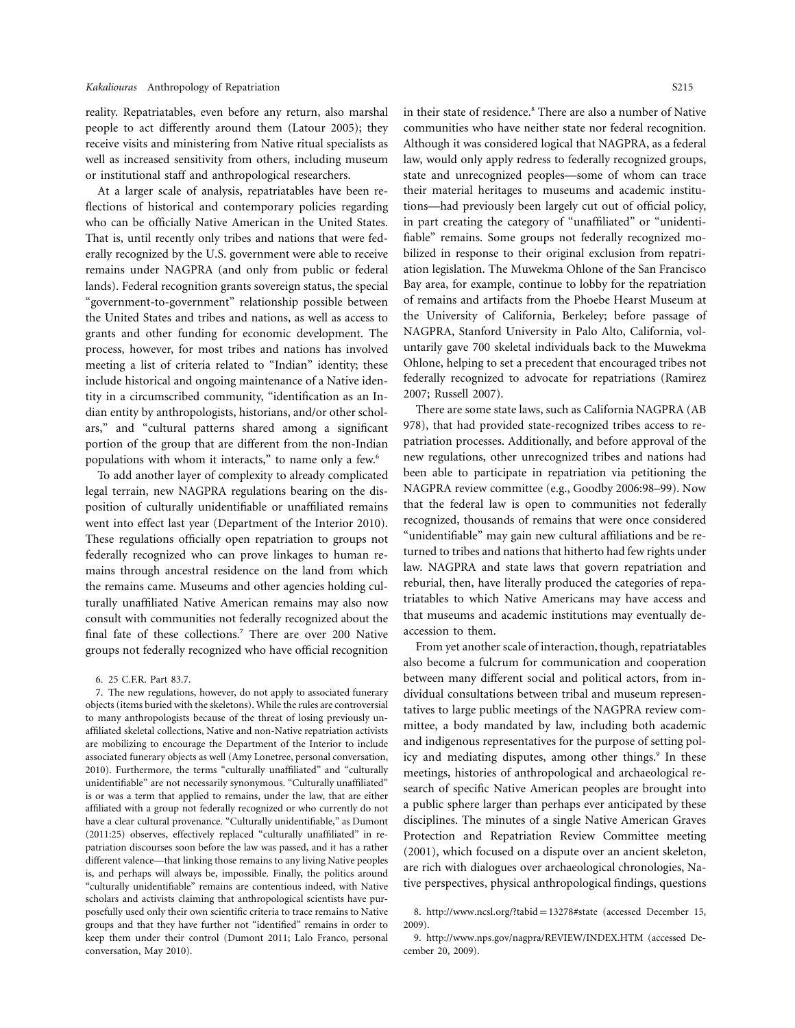reality. Repatriatables, even before any return, also marshal people to act differently around them (Latour 2005); they receive visits and ministering from Native ritual specialists as well as increased sensitivity from others, including museum or institutional staff and anthropological researchers.

At a larger scale of analysis, repatriatables have been reflections of historical and contemporary policies regarding who can be officially Native American in the United States. That is, until recently only tribes and nations that were federally recognized by the U.S. government were able to receive remains under NAGPRA (and only from public or federal lands). Federal recognition grants sovereign status, the special "government-to-government" relationship possible between the United States and tribes and nations, as well as access to grants and other funding for economic development. The process, however, for most tribes and nations has involved meeting a list of criteria related to "Indian" identity; these include historical and ongoing maintenance of a Native identity in a circumscribed community, "identification as an Indian entity by anthropologists, historians, and/or other scholars," and "cultural patterns shared among a significant portion of the group that are different from the non-Indian populations with whom it interacts," to name only a few.[6]

To add another layer of complexity to already complicated legal terrain, new NAGPRA regulations bearing on the disposition of culturally unidentifiable or unaffiliated remains went into effect last year (Department of the Interior 2010). These regulations officially open repatriation to groups not federally recognized who can prove linkages to human remains through ancestral residence on the land from which the remains came. Museums and other agencies holding culturally unaffiliated Native American remains may also now consult with communities not federally recognized about the final fate of these collections.[7] There are over 200 Native groups not federally recognized who have official recognition in their state of residence.[8] There are also a number of Native communities who have neither state nor federal recognition. Although it was considered logical that NAGPRA, as a federal law, would only apply redress to federally recognized groups, state and unrecognized peoples—some of whom can trace their material heritages to museums and academic institutions—had previously been largely cut out of official policy, in part creating the category of "unaffiliated" or "unidentifiable" remains. Some groups not federally recognized mobilized in response to their original exclusion from repatriation legislation. The Muwekma Ohlone of the San Francisco Bay area, for example, continue to lobby for the repatriation of remains and artifacts from the Phoebe Hearst Museum at the University of California, Berkeley; before passage of NAGPRA, Stanford University in Palo Alto, California, voluntarily gave 700 skeletal individuals back to the Muwekma Ohlone, helping to set a precedent that encouraged tribes not federally recognized to advocate for repatriations (Ramirez 2007; Russell 2007).

There are some state laws, such as California NAGPRA (AB 978), that had provided state-recognized tribes access to repatriation processes. Additionally, and before approval of the new regulations, other unrecognized tribes and nations had been able to participate in repatriation via petitioning the NAGPRA review committee (e.g., Goodby 2006:98–99). Now that the federal law is open to communities not federally recognized, thousands of remains that were once considered "unidentifiable" may gain new cultural affiliations and be returned to tribes and nations that hitherto had few rights under law. NAGPRA and state laws that govern repatriation and reburial, then, have literally produced the categories of repatriatables to which Native Americans may have access and that museums and academic institutions may eventually deaccession to them.

From yet another scale of interaction, though, repatriatables also become a fulcrum for communication and cooperation between many different social and political actors, from individual consultations between tribal and museum representatives to large public meetings of the NAGPRA review committee, a body mandated by law, including both academic and indigenous representatives for the purpose of setting policy and mediating disputes, among other things.[9] In these meetings, histories of anthropological and archaeological research of specific Native American peoples are brought into a public sphere larger than perhaps ever anticipated by these disciplines. The minutes of a single Native American Graves Protection and Repatriation Review Committee meeting (2001), which focused on a dispute over an ancient skeleton, are rich with dialogues over archaeological chronologies, Native perspectives, physical anthropological findings, questions

6. 25 C.F.R. Part 83.7.

7. The new regulations, however, do not apply to associated funerary objects (items buried with the skeletons). While the rules are controversial to many anthropologists because of the threat of losing previously unaffiliated skeletal collections, Native and non-Native repatriation activists are mobilizing to encourage the Department of the Interior to include associated funerary objects as well (Amy Lonetree, personal conversation, 2010). Furthermore, the terms "culturally unaffiliated" and "culturally unidentifiable" are not necessarily synonymous. "Culturally unaffiliated" is or was a term that applied to remains, under the law, that are either affiliated with a group not federally recognized or who currently do not have a clear cultural provenance. "Culturally unidentifiable," as Dumont (2011:25) observes, effectively replaced "culturally unaffiliated" in repatriation discourses soon before the law was passed, and it has a rather different valence—that linking those remains to any living Native peoples is, and perhaps will always be, impossible. Finally, the politics around "culturally unidentifiable" remains are contentious indeed, with Native scholars and activists claiming that anthropological scientists have purposefully used only their own scientific criteria to trace remains to Native groups and that they have further not "identified" remains in order to keep them under their control (Dumont 2011; Lalo Franco, personal conversation, May 2010).

8. http://www.ncsl.org/?tabid=13278#state (accessed December 15, 2009).

9. http://www.nps.gov/nagpra/REVIEW/INDEX.HTM (accessed December 20, 2009).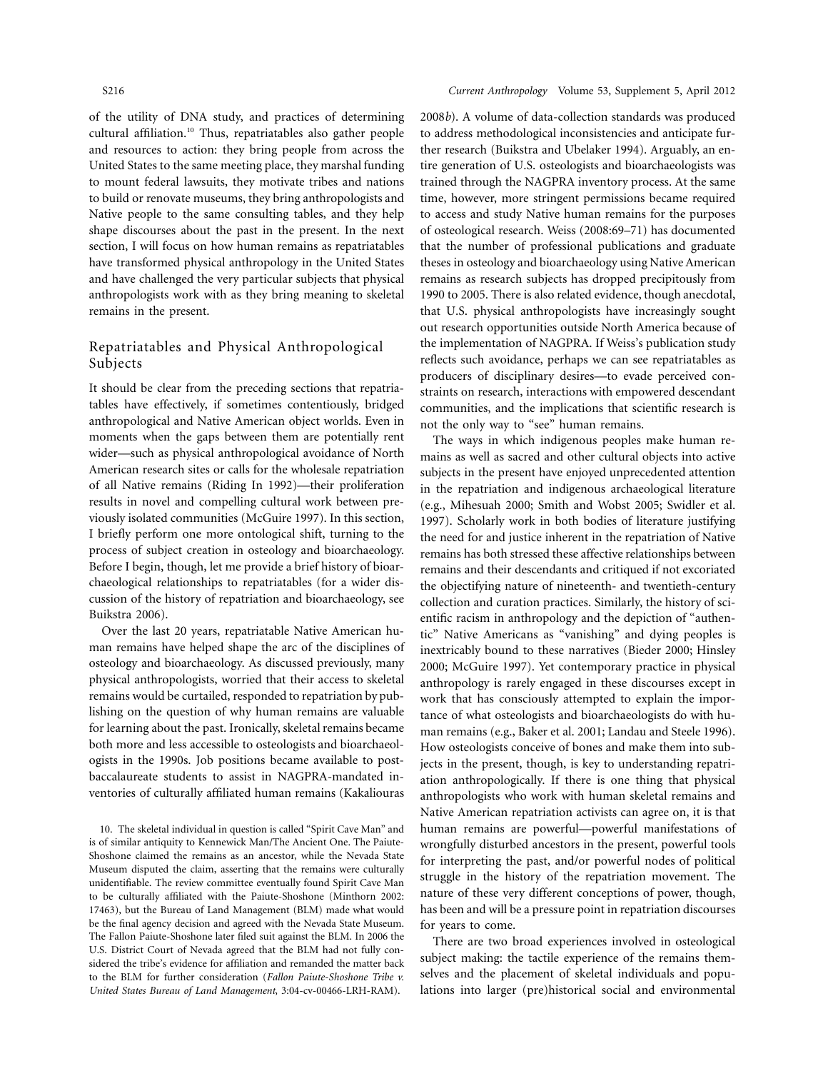of the utility of DNA study, and practices of determining cultural affiliation.[10] Thus, repatriatables also gather people and resources to action: they bring people from across the United States to the same meeting place, they marshal funding to mount federal lawsuits, they motivate tribes and nations to build or renovate museums, they bring anthropologists and Native people to the same consulting tables, and they help shape discourses about the past in the present. In the next section, I will focus on how human remains as repatriatables have transformed physical anthropology in the United States and have challenged the very particular subjects that physical anthropologists work with as they bring meaning to skeletal remains in the present.

## Repatriatables and Physical Anthropological Subjects

It should be clear from the preceding sections that repatriatables have effectively, if sometimes contentiously, bridged anthropological and Native American object worlds. Even in moments when the gaps between them are potentially rent wider—such as physical anthropological avoidance of North American research sites or calls for the wholesale repatriation of all Native remains (Riding In 1992)—their proliferation results in novel and compelling cultural work between previously isolated communities (McGuire 1997). In this section, I briefly perform one more ontological shift, turning to the process of subject creation in osteology and bioarchaeology. Before I begin, though, let me provide a brief history of bioarchaeological relationships to repatriatables (for a wider discussion of the history of repatriation and bioarchaeology, see Buikstra 2006).

Over the last 20 years, repatriatable Native American human remains have helped shape the arc of the disciplines of osteology and bioarchaeology. As discussed previously, many physical anthropologists, worried that their access to skeletal remains would be curtailed, responded to repatriation by publishing on the question of why human remains are valuable for learning about the past. Ironically, skeletal remains became both more and less accessible to osteologists and bioarchaeologists in the 1990s. Job positions became available to postbaccalaureate students to assist in NAGPRA-mandated inventories of culturally affiliated human remains (Kakaliouras 2008*b*). A volume of data-collection standards was produced to address methodological inconsistencies and anticipate further research (Buikstra and Ubelaker 1994). Arguably, an entire generation of U.S. osteologists and bioarchaeologists was trained through the NAGPRA inventory process. At the same time, however, more stringent permissions became required to access and study Native human remains for the purposes of osteological research. Weiss (2008:69–71) has documented that the number of professional publications and graduate theses in osteology and bioarchaeology using Native American remains as research subjects has dropped precipitously from 1990 to 2005. There is also related evidence, though anecdotal, that U.S. physical anthropologists have increasingly sought out research opportunities outside North America because of the implementation of NAGPRA. If Weiss's publication study reflects such avoidance, perhaps we can see repatriatables as producers of disciplinary desires—to evade perceived constraints on research, interactions with empowered descendant communities, and the implications that scientific research is not the only way to "see" human remains.

The ways in which indigenous peoples make human remains as well as sacred and other cultural objects into active subjects in the present have enjoyed unprecedented attention in the repatriation and indigenous archaeological literature (e.g., Mihesuah 2000; Smith and Wobst 2005; Swidler et al. 1997). Scholarly work in both bodies of literature justifying the need for and justice inherent in the repatriation of Native remains has both stressed these affective relationships between remains and their descendants and critiqued if not excoriated the objectifying nature of nineteenth- and twentieth-century collection and curation practices. Similarly, the history of scientific racism in anthropology and the depiction of "authentic" Native Americans as "vanishing" and dying peoples is inextricably bound to these narratives (Bieder 2000; Hinsley 2000; McGuire 1997). Yet contemporary practice in physical anthropology is rarely engaged in these discourses except in work that has consciously attempted to explain the importance of what osteologists and bioarchaeologists do with human remains (e.g., Baker et al. 2001; Landau and Steele 1996). How osteologists conceive of bones and make them into subjects in the present, though, is key to understanding repatriation anthropologically. If there is one thing that physical anthropologists who work with human skeletal remains and Native American repatriation activists can agree on, it is that human remains are powerful—powerful manifestations of wrongfully disturbed ancestors in the present, powerful tools for interpreting the past, and/or powerful nodes of political struggle in the history of the repatriation movement. The nature of these very different conceptions of power, though, has been and will be a pressure point in repatriation discourses for years to come.

There are two broad experiences involved in osteological subject making: the tactile experience of the remains themselves and the placement of skeletal individuals and populations into larger (pre)historical social and environmental

10. The skeletal individual in question is called "Spirit Cave Man" and is of similar antiquity to Kennewick Man/The Ancient One. The Paiute-Shoshone claimed the remains as an ancestor, while the Nevada State Museum disputed the claim, asserting that the remains were culturally unidentifiable. The review committee eventually found Spirit Cave Man to be culturally affiliated with the Paiute-Shoshone (Minthorn 2002: 17463), but the Bureau of Land Management (BLM) made what would be the final agency decision and agreed with the Nevada State Museum. The Fallon Paiute-Shoshone later filed suit against the BLM. In 2006 the U.S. District Court of Nevada agreed that the BLM had not fully considered the tribe's evidence for affiliation and remanded the matter back to the BLM for further consideration (*Fallon Paiute-Shoshone Tribe v. United States Bureau of Land Management*, 3:04-cv-00466-LRH-RAM).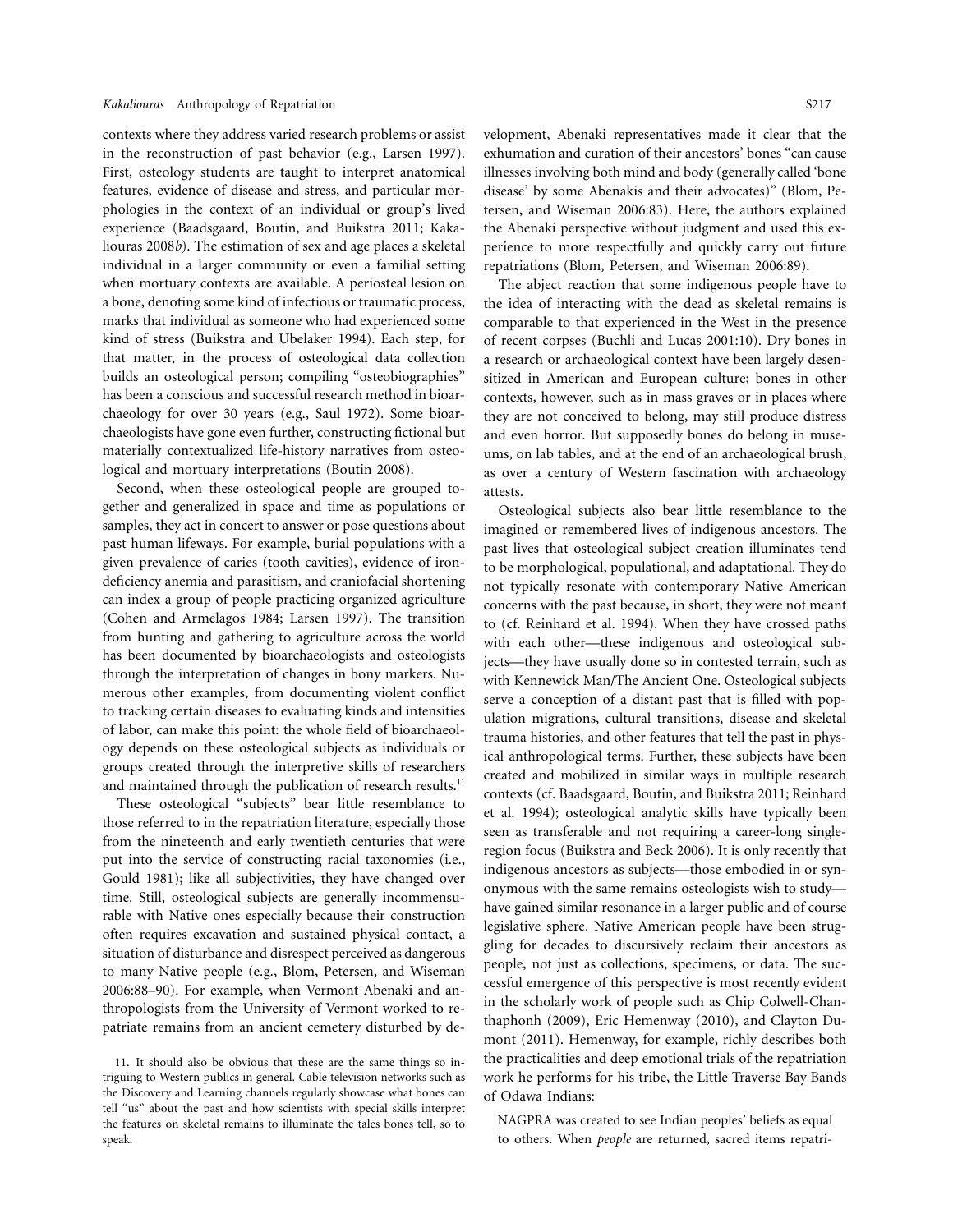contexts where they address varied research problems or assist in the reconstruction of past behavior (e.g., Larsen 1997). First, osteology students are taught to interpret anatomical features, evidence of disease and stress, and particular morphologies in the context of an individual or group's lived experience (Baadsgaard, Boutin, and Buikstra 2011; Kakaliouras 2008*b*). The estimation of sex and age places a skeletal individual in a larger community or even a familial setting when mortuary contexts are available. A periosteal lesion on a bone, denoting some kind of infectious or traumatic process, marks that individual as someone who had experienced some kind of stress (Buikstra and Ubelaker 1994). Each step, for that matter, in the process of osteological data collection builds an osteological person; compiling "osteobiographies" has been a conscious and successful research method in bioarchaeology for over 30 years (e.g., Saul 1972). Some bioarchaeologists have gone even further, constructing fictional but materially contextualized life-history narratives from osteological and mortuary interpretations (Boutin 2008).

Second, when these osteological people are grouped together and generalized in space and time as populations or samples, they act in concert to answer or pose questions about past human lifeways. For example, burial populations with a given prevalence of caries (tooth cavities), evidence of iron-deficiency anemia and parasitism, and craniofacial shortening can index a group of people practicing organized agriculture (Cohen and Armelagos 1984; Larsen 1997). The transition from hunting and gathering to agriculture across the world has been documented by bioarchaeologists and osteologists through the interpretation of changes in bony markers. Numerous other examples, from documenting violent conflict to tracking certain diseases to evaluating kinds and intensities of labor, can make this point: the whole field of bioarchaeology depends on these osteological subjects as individuals or groups created through the interpretive skills of researchers and maintained through the publication of research results.[11]

These osteological "subjects" bear little resemblance to those referred to in the repatriation literature, especially those from the nineteenth and early twentieth centuries that were put into the service of constructing racial taxonomies (i.e., Gould 1981); like all subjectivities, they have changed over time. Still, osteological subjects are generally incommensurable with Native ones especially because their construction often requires excavation and sustained physical contact, a situation of disturbance and disrespect perceived as dangerous to many Native people (e.g., Blom, Petersen, and Wiseman 2006:88–90). For example, when Vermont Abenaki and anthropologists from the University of Vermont worked to repatriate remains from an ancient cemetery disturbed by development, Abenaki representatives made it clear that the exhumation and curation of their ancestors' bones "can cause illnesses involving both mind and body (generally called 'bone disease' by some Abenakis and their advocates)" (Blom, Petersen, and Wiseman 2006:83). Here, the authors explained the Abenaki perspective without judgment and used this experience to more respectfully and quickly carry out future repatriations (Blom, Petersen, and Wiseman 2006:89).

The abject reaction that some indigenous people have to the idea of interacting with the dead as skeletal remains is comparable to that experienced in the West in the presence of recent corpses (Buchli and Lucas 2001:10). Dry bones in a research or archaeological context have been largely desensitized in American and European culture; bones in other contexts, however, such as in mass graves or in places where they are not conceived to belong, may still produce distress and even horror. But supposedly bones do belong in museums, on lab tables, and at the end of an archaeological brush, as over a century of Western fascination with archaeology attests.

Osteological subjects also bear little resemblance to the imagined or remembered lives of indigenous ancestors. The past lives that osteological subject creation illuminates tend to be morphological, populational, and adaptational. They do not typically resonate with contemporary Native American concerns with the past because, in short, they were not meant to (cf. Reinhard et al. 1994). When they have crossed paths with each other—these indigenous and osteological subjects—they have usually done so in contested terrain, such as with Kennewick Man/The Ancient One. Osteological subjects serve a conception of a distant past that is filled with population migrations, cultural transitions, disease and skeletal trauma histories, and other features that tell the past in physical anthropological terms. Further, these subjects have been created and mobilized in similar ways in multiple research contexts (cf. Baadsgaard, Boutin, and Buikstra 2011; Reinhard et al. 1994); osteological analytic skills have typically been seen as transferable and not requiring a career-long single-region focus (Buikstra and Beck 2006). It is only recently that indigenous ancestors as subjects—those embodied in or synonymous with the same remains osteologists wish to study—have gained similar resonance in a larger public and of course legislative sphere. Native American people have been struggling for decades to discursively reclaim their ancestors as people, not just as collections, specimens, or data. The successful emergence of this perspective is most recently evident in the scholarly work of people such as Chip Colwell-Chanthaphonh (2009), Eric Hemenway (2010), and Clayton Dumont (2011). Hemenway, for example, richly describes both the practicalities and deep emotional trials of the repatriation work he performs for his tribe, the Little Traverse Bay Bands of Odawa Indians:

> NAGPRA was created to see Indian peoples' beliefs as equal to others. When *people* are returned, sacred items repatri-

11. It should also be obvious that these are the same things so intriguing to Western publics in general. Cable television networks such as the Discovery and Learning channels regularly showcase what bones can tell "us" about the past and how scientists with special skills interpret the features on skeletal remains to illuminate the tales bones tell, so to speak.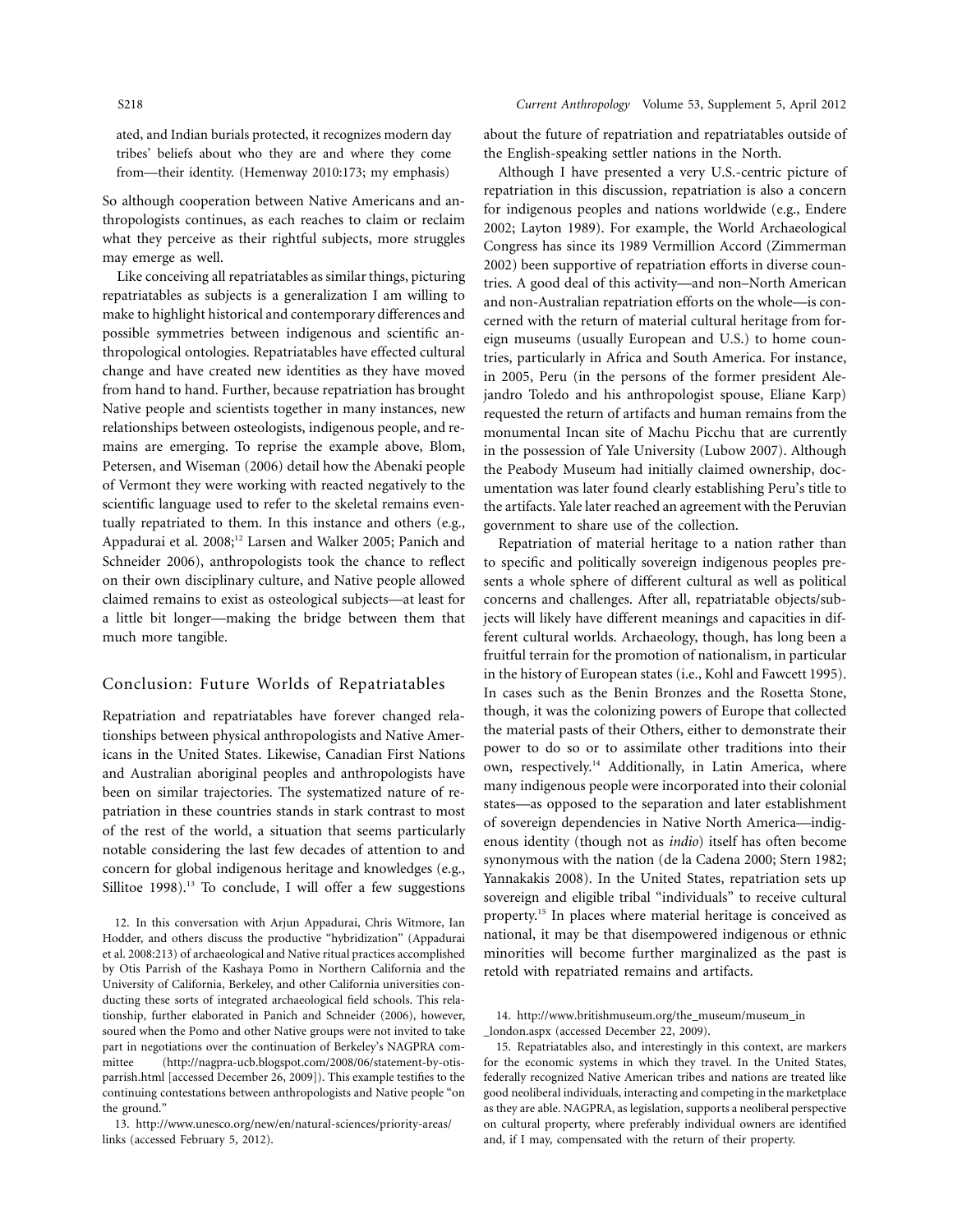ated, and Indian burials protected, it recognizes modern day tribes' beliefs about who they are and where they come from—their identity. (Hemenway 2010:173; my emphasis)

So although cooperation between Native Americans and anthropologists continues, as each reaches to claim or reclaim what they perceive as their rightful subjects, more struggles may emerge as well.

Like conceiving all repatriatables as similar things, picturing repatriatables as subjects is a generalization I am willing to make to highlight historical and contemporary differences and possible symmetries between indigenous and scientific anthropological ontologies. Repatriatables have effected cultural change and have created new identities as they have moved from hand to hand. Further, because repatriation has brought Native people and scientists together in many instances, new relationships between osteologists, indigenous people, and remains are emerging. To reprise the example above, Blom, Petersen, and Wiseman (2006) detail how the Abenaki people of Vermont they were working with reacted negatively to the scientific language used to refer to the skeletal remains eventually repatriated to them. In this instance and others (e.g., Appadurai et al. 2008;[12] Larsen and Walker 2005; Panich and Schneider 2006), anthropologists took the chance to reflect on their own disciplinary culture, and Native people allowed claimed remains to exist as osteological subjects—at least for a little bit longer—making the bridge between them that much more tangible.

## Conclusion: Future Worlds of Repatriatables

Repatriation and repatriatables have forever changed relationships between physical anthropologists and Native Americans in the United States. Likewise, Canadian First Nations and Australian aboriginal peoples and anthropologists have been on similar trajectories. The systematized nature of repatriation in these countries stands in stark contrast to most of the rest of the world, a situation that seems particularly notable considering the last few decades of attention to and concern for global indigenous heritage and knowledges (e.g., Sillitoe 1998).[13] To conclude, I will offer a few suggestions about the future of repatriation and repatriatables outside of the English-speaking settler nations in the North.

Although I have presented a very U.S.-centric picture of repatriation in this discussion, repatriation is also a concern for indigenous peoples and nations worldwide (e.g., Endere 2002; Layton 1989). For example, the World Archaeological Congress has since its 1989 Vermillion Accord (Zimmerman 2002) been supportive of repatriation efforts in diverse countries. A good deal of this activity—and non–North American and non-Australian repatriation efforts on the whole—is concerned with the return of material cultural heritage from foreign museums (usually European and U.S.) to home countries, particularly in Africa and South America. For instance, in 2005, Peru (in the persons of the former president Alejandro Toledo and his anthropologist spouse, Eliane Karp) requested the return of artifacts and human remains from the monumental Incan site of Machu Picchu that are currently in the possession of Yale University (Lubow 2007). Although the Peabody Museum had initially claimed ownership, documentation was later found clearly establishing Peru's title to the artifacts. Yale later reached an agreement with the Peruvian government to share use of the collection.

Repatriation of material heritage to a nation rather than to specific and politically sovereign indigenous peoples presents a whole sphere of different cultural as well as political concerns and challenges. After all, repatriatable objects/subjects will likely have different meanings and capacities in different cultural worlds. Archaeology, though, has long been a fruitful terrain for the promotion of nationalism, in particular in the history of European states (i.e., Kohl and Fawcett 1995). In cases such as the Benin Bronzes and the Rosetta Stone, though, it was the colonizing powers of Europe that collected the material pasts of their Others, either to demonstrate their power to do so or to assimilate other traditions into their own, respectively.[14] Additionally, in Latin America, where many indigenous people were incorporated into their colonial states—as opposed to the separation and later establishment of sovereign dependencies in Native North America—indigenous identity (though not as *indio*) itself has often become synonymous with the nation (de la Cadena 2000; Stern 1982; Yannakakis 2008). In the United States, repatriation sets up sovereign and eligible tribal "individuals" to receive cultural property.[15] In places where material heritage is conceived as national, it may be that disempowered indigenous or ethnic minorities will become further marginalized as the past is retold with repatriated remains and artifacts.

12. In this conversation with Arjun Appadurai, Chris Witmore, Ian Hodder, and others discuss the productive "hybridization" (Appadurai et al. 2008:213) of archaeological and Native ritual practices accomplished by Otis Parrish of the Kashaya Pomo in Northern California and the University of California, Berkeley, and other California universities conducting these sorts of integrated archaeological field schools. This relationship, further elaborated in Panich and Schneider (2006), however, soured when the Pomo and other Native groups were not invited to take part in negotiations over the continuation of Berkeley's NAGPRA committee (http://nagpra-ucb.blogspot.com/2008/06/statement-by-otis-parrish.html [accessed December 26, 2009]). This example testifies to the continuing contestations between anthropologists and Native people "on the ground."

13. http://www.unesco.org/new/en/natural-sciences/priority-areas/links (accessed February 5, 2012).

14. http://www.britishmuseum.org/the_museum/museum_in_london.aspx (accessed December 22, 2009).

15. Repatriatables also, and interestingly in this context, are markers for the economic systems in which they travel. In the United States, federally recognized Native American tribes and nations are treated like good neoliberal individuals, interacting and competing in the marketplace as they are able. NAGPRA, as legislation, supports a neoliberal perspective on cultural property, where preferably individual owners are identified and, if I may, compensated with the return of their property.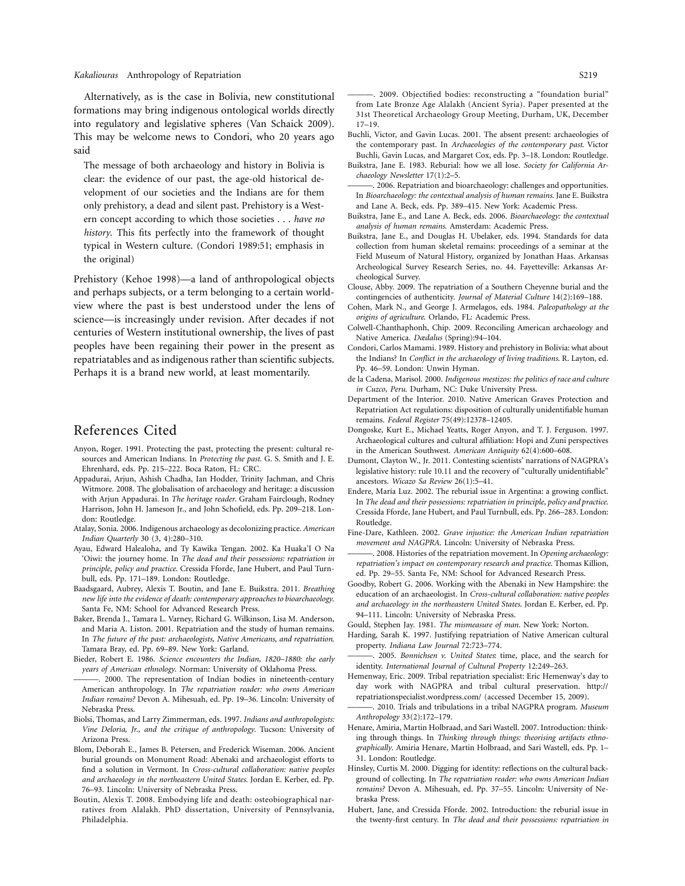Alternatively, as is the case in Bolivia, new constitutional formations may bring indigenous ontological worlds directly into regulatory and legislative spheres (Van Schaick 2009). This may be welcome news to Condori, who 20 years ago said

> The message of both archaeology and history in Bolivia is clear: the evidence of our past, the age-old historical development of our societies and the Indians are for them only prehistory, a dead and silent past. Prehistory is a Western concept according to which those societies . . . *have no history*. This fits perfectly into the framework of thought typical in Western culture. (Condori 1989:51; emphasis in the original)

Prehistory (Kehoe 1998)—a land of anthropological objects and perhaps subjects, or a term belonging to a certain worldview where the past is best understood under the lens of science—is increasingly under revision. After decades if not centuries of Western institutional ownership, the lives of past peoples have been regaining their power in the present as repatriatables and as indigenous rather than scientific subjects. Perhaps it is a brand new world, at least momentarily.

## References Cited

Anyon, Roger. 1991. Protecting the past, protecting the present: cultural resources and American Indians. In *Protecting the past*. G. S. Smith and J. E. Ehrenhard, eds. Pp. 215–222. Boca Raton, FL: CRC.

Appadurai, Arjun, Ashish Chadha, Ian Hodder, Trinity Jachman, and Chris Witmore. 2008. The globalisation of archaeology and heritage: a discussion with Arjun Appadurai. In *The heritage reader*. Graham Fairclough, Rodney Harrison, John H. Jameson Jr., and John Schofield, eds. Pp. 209–218. London: Routledge.

Atalay, Sonia. 2006. Indigenous archaeology as decolonizing practice. *American Indian Quarterly* 30 (3, 4):280–310.

Ayau, Edward Halealoha, and Ty Kawika Tengan. 2002. Ka Huaka'I O Na 'Oiwi: the journey home. In *The dead and their possessions: repatriation in principle, policy and practice*. Cressida Fforde, Jane Hubert, and Paul Turnbull, eds. Pp. 171–189. London: Routledge.

Baadsgaard, Aubrey, Alexis T. Boutin, and Jane E. Buikstra. 2011. *Breathing new life into the evidence of death: contemporary approaches to bioarchaeology*. Santa Fe, NM: School for Advanced Research Press.

Baker, Brenda J., Tamara L. Varney, Richard G. Wilkinson, Lisa M. Anderson, and Maria A. Liston. 2001. Repatriation and the study of human remains. In *The future of the past: archaeologists, Native Americans, and repatriation*. Tamara Bray, ed. Pp. 69–89. New York: Garland.

Bieder, Robert E. 1986. *Science encounters the Indian, 1820–1880: the early years of American ethnology*. Norman: University of Oklahoma Press.

———. 2000. The representation of Indian bodies in nineteenth-century American anthropology. In *The repatriation reader: who owns American Indian remains?* Devon A. Mihesuah, ed. Pp. 19–36. Lincoln: University of Nebraska Press.

Biolsi, Thomas, and Larry Zimmerman, eds. 1997. *Indians and anthropologists: Vine Deloria, Jr., and the critique of anthropology*. Tucson: University of Arizona Press.

Blom, Deborah E., James B. Petersen, and Frederick Wiseman. 2006. Ancient burial grounds on Monument Road: Abenaki and archaeologist efforts to find a solution in Vermont. In *Cross-cultural collaboration: native peoples and archaeology in the northeastern United States*. Jordan E. Kerber, ed. Pp. 76–93. Lincoln: University of Nebraska Press.

Boutin, Alexis T. 2008. Embodying life and death: osteobiographical narratives from Alalakh. PhD dissertation, University of Pennsylvania, Philadelphia.

———. 2009. Objectified bodies: reconstructing a "foundation burial" from Late Bronze Age Alalakh (Ancient Syria). Paper presented at the 31st Theoretical Archaeology Group Meeting, Durham, UK, December 17–19.

Buchli, Victor, and Gavin Lucas. 2001. The absent present: archaeologies of the contemporary past. In *Archaeologies of the contemporary past*. Victor Buchli, Gavin Lucas, and Margaret Cox, eds. Pp. 3–18. London: Routledge.

Buikstra, Jane E. 1983. Reburial: how we all lose. *Society for California Archaeology Newsletter* 17(1):2–5.

———. 2006. Repatriation and bioarchaeology: challenges and opportunities. In *Bioarchaeology: the contextual analysis of human remains*. Jane E. Buikstra and Lane A. Beck, eds. Pp. 389–415. New York: Academic Press.

Buikstra, Jane E., and Lane A. Beck, eds. 2006. *Bioarchaeology: the contextual analysis of human remains*. Amsterdam: Academic Press.

Buikstra, Jane E., and Douglas H. Ubelaker, eds. 1994. Standards for data collection from human skeletal remains: proceedings of a seminar at the Field Museum of Natural History, organized by Jonathan Haas. Arkansas Archeological Survey Research Series, no. 44. Fayetteville: Arkansas Archeological Survey.

Clouse, Abby. 2009. The repatriation of a Southern Cheyenne burial and the contingencies of authenticity. *Journal of Material Culture* 14(2):169–188.

Cohen, Mark N., and George J. Armelagos, eds. 1984. *Paleopathology at the origins of agriculture*. Orlando, FL: Academic Press.

Colwell-Chanthaphonh, Chip. 2009. Reconciling American archaeology and Native America. *Dædalus* (Spring):94–104.

Condori, Carlos Mamami. 1989. History and prehistory in Bolivia: what about the Indians? In *Conflict in the archaeology of living traditions*. R. Layton, ed. Pp. 46–59. London: Unwin Hyman.

de la Cadena, Marisol. 2000. *Indigenous mestizos: the politics of race and culture in Cuzco, Peru*. Durham, NC: Duke University Press.

Department of the Interior. 2010. Native American Graves Protection and Repatriation Act regulations: disposition of culturally unidentifiable human remains. *Federal Register* 75(49):12378–12405.

Dongoske, Kurt E., Michael Yeatts, Roger Anyon, and T. J. Ferguson. 1997. Archaeological cultures and cultural affiliation: Hopi and Zuni perspectives in the American Southwest. *American Antiquity* 62(4):600–608.

Dumont, Clayton W., Jr. 2011. Contesting scientists' narrations of NAGPRA's legislative history: rule 10.11 and the recovery of "culturally unidentifiable" ancestors. *Wicazo Sa Review* 26(1):5–41.

Endere, María Luz. 2002. The reburial issue in Argentina: a growing conflict. In *The dead and their possessions: repatriation in principle, policy and practice*. Cressida Fforde, Jane Hubert, and Paul Turnbull, eds. Pp. 266–283. London: Routledge.

Fine-Dare, Kathleen. 2002. *Grave injustice: the American Indian repatriation movement and NAGPRA*. Lincoln: University of Nebraska Press.

———. 2008. Histories of the repatriation movement. In *Opening archaeology: repatriation's impact on contemporary research and practice*. Thomas Killion, ed. Pp. 29–55. Santa Fe, NM: School for Advanced Research Press.

Goodby, Robert G. 2006. Working with the Abenaki in New Hampshire: the education of an archaeologist. In *Cross-cultural collaboration: native peoples and archaeology in the northeastern United States*. Jordan E. Kerber, ed. Pp. 94–111. Lincoln: University of Nebraska Press.

Gould, Stephen Jay. 1981. *The mismeasure of man*. New York: Norton.

Harding, Sarah K. 1997. Justifying repatriation of Native American cultural property. *Indiana Law Journal* 72:723–774.

———. 2005. *Bonnichsen v. United States*: time, place, and the search for identity. *International Journal of Cultural Property* 12:249–263.

Hemenway, Eric. 2009. Tribal repatriation specialist: Eric Hemenway's day to day work with NAGPRA and tribal cultural preservation. http://repatriationspecialist.wordpress.com/ (accessed December 15, 2009).

———. 2010. Trials and tribulations in a tribal NAGPRA program. *Museum Anthropology* 33(2):172–179.

Henare, Amiria, Martin Holbraad, and Sari Wastell. 2007. Introduction: thinking through things. In *Thinking through things: theorising artifacts ethnographically*. Amiria Henare, Martin Holbraad, and Sari Wastell, eds. Pp. 1–31. London: Routledge.

Hinsley, Curtis M. 2000. Digging for identity: reflections on the cultural background of collecting. In *The repatriation reader: who owns American Indian remains?* Devon A. Mihesuah, ed. Pp. 37–55. Lincoln: University of Nebraska Press.

Hubert, Jane, and Cressida Fforde. 2002. Introduction: the reburial issue in the twenty-first century. In *The dead and their possessions: repatriation in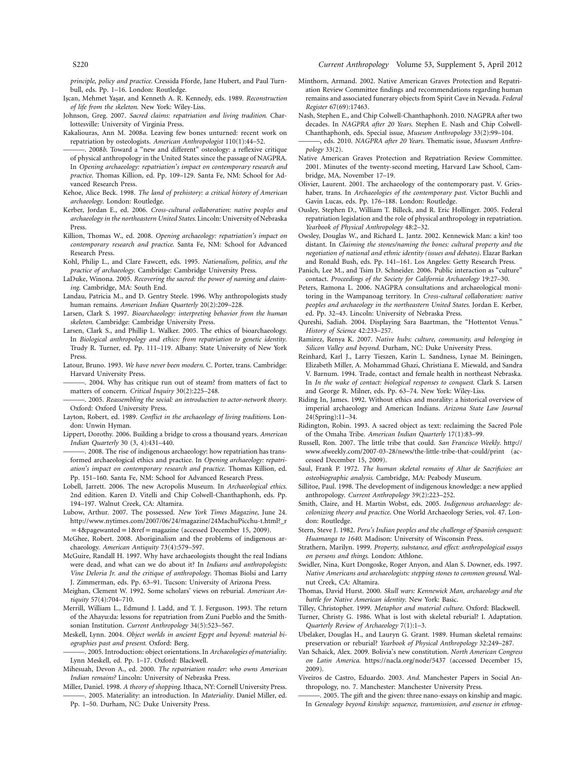*principle, policy and practice.* Cressida Fforde, Jane Hubert, and Paul Turnbull, eds. Pp. 1–16. London: Routledge.

Işcan, Mehmet Yaşar, and Kenneth A. R. Kennedy, eds. 1989. *Reconstruction of life from the skeleton.* New York: Wiley-Liss.

Johnson, Greg. 2007. *Sacred claims: repatriation and living tradition.* Charlottesville: University of Virginia Press.

Kakaliouras, Ann M. 2008*a*. Leaving few bones unturned: recent work on repatriation by osteologists. *American Anthropologist* 110(1):44–52.

———. 2008*b*. Toward a "new and different" osteology: a reflexive critique of physical anthropology in the United States since the passage of NAGPRA. In *Opening archaeology: repatriation's impact on contemporary research and practice.* Thomas Killion, ed. Pp. 109–129. Santa Fe, NM: School for Advanced Research Press.

Kehoe, Alice Beck. 1998. *The land of prehistory: a critical history of American archaeology.* London: Routledge.

Kerber, Jordan E., ed. 2006. *Cross-cultural collaboration: native peoples and archaeology in the northeastern United States.* Lincoln: University of Nebraska Press.

Killion, Thomas W., ed. 2008. *Opening archaeology: repatriation's impact on contemporary research and practice.* Santa Fe, NM: School for Advanced Research Press.

Kohl, Philip L., and Clare Fawcett, eds. 1995. *Nationalism, politics, and the practice of archaeology.* Cambridge: Cambridge University Press.

LaDuke, Winona. 2005. *Recovering the sacred: the power of naming and claiming.* Cambridge, MA: South End.

Landau, Patricia M., and D. Gentry Steele. 1996. Why anthropologists study human remains. *American Indian Quarterly* 20(2):209–228.

Larsen, Clark S. 1997. *Bioarchaeology: interpreting behavior from the human skeleton.* Cambridge: Cambridge University Press.

Larsen, Clark S., and Phillip L. Walker. 2005. The ethics of bioarchaeology. In *Biological anthropology and ethics: from repatriation to genetic identity.* Trudy R. Turner, ed. Pp. 111–119. Albany: State University of New York Press.

Latour, Bruno. 1993. *We have never been modern.* C. Porter, trans. Cambridge: Harvard University Press.

———. 2004. Why has critique run out of steam? from matters of fact to matters of concern. *Critical Inquiry* 30(2):225–248.

———. 2005. *Reassembling the social: an introduction to actor-network theory.* Oxford: Oxford University Press.

Layton, Robert, ed. 1989. *Conflict in the archaeology of living traditions.* London: Unwin Hyman.

Lippert, Dorothy. 2006. Building a bridge to cross a thousand years. *American Indian Quarterly* 30 (3, 4):431–440.

———. 2008. The rise of indigenous archaeology: how repatriation has transformed archaeological ethics and practice. In *Opening archaeology: repatriation's impact on contemporary research and practice.* Thomas Killion, ed. Pp. 151–160. Santa Fe, NM: School for Advanced Research Press.

Lobell, Jarrett. 2006. The new Acropolis Museum. In *Archaeological ethics.* 2nd edition. Karen D. Vitelli and Chip Colwell-Chanthaphonh, eds. Pp. 194–197. Walnut Creek, CA: Altamira.

Lubow, Arthur. 2007. The possessed. *New York Times Magazine,* June 24. http://www.nytimes.com/2007/06/24/magazine/24MachuPicchu-t.html?_r=4&pagewanted=1&ref=magazine (accessed December 15, 2009).

McGhee, Robert. 2008. Aboriginalism and the problems of indigenous archaeology. *American Antiquity* 73(4):579–597.

McGuire, Randall H. 1997. Why have archaeologists thought the real Indians were dead, and what can we do about it? In *Indians and anthropologists: Vine Deloria Jr. and the critique of anthropology.* Thomas Biolsi and Larry J. Zimmerman, eds. Pp. 63–91. Tucson: University of Arizona Press.

Meighan, Clement W. 1992. Some scholars' views on reburial. *American Antiquity* 57(4):704–710.

Merrill, William L., Edmund J. Ladd, and T. J. Ferguson. 1993. The return of the Ahayu:da: lessons for repatriation from Zuni Pueblo and the Smithsonian Institution. *Current Anthropology* 34(5):523–567.

Meskell, Lynn. 2004. *Object worlds in ancient Egypt and beyond: material biographies past and present.* Oxford: Berg.

———. 2005. Introduction: object orientations. In *Archaeologies of materiality.* Lynn Meskell, ed. Pp. 1–17. Oxford: Blackwell.

Mihesuah, Devon A., ed. 2000. *The repatriation reader: who owns American Indian remains?* Lincoln: University of Nebraska Press.

Miller, Daniel. 1998. *A theory of shopping.* Ithaca, NY: Cornell University Press.

———. 2005. Materiality: an introduction. In *Materiality.* Daniel Miller, ed. Pp. 1–50. Durham, NC: Duke University Press.

Minthorn, Armand. 2002. Native American Graves Protection and Repatriation Review Committee findings and recommendations regarding human remains and associated funerary objects from Spirit Cave in Nevada. *Federal Register* 67(69):17463.

Nash, Stephen E., and Chip Colwell-Chanthaphonh. 2010. NAGPRA after two decades. In *NAGPRA after 20 Years.* Stephen E. Nash and Chip Colwell-Chanthaphonh, eds. Special issue, *Museum Anthropology* 33(2):99–104.

———, eds. 2010. *NAGPRA after 20 Years.* Thematic issue, *Museum Anthropology* 33(2).

Native American Graves Protection and Repatriation Review Committee. 2001. Minutes of the twenty-second meeting, Harvard Law School, Cambridge, MA, November 17–19.

Olivier, Laurent. 2001. The archaeology of the contemporary past. V. Grieshaber, trans. In *Archaeologies of the contemporary past.* Victor Buchli and Gavin Lucas, eds. Pp. 176–188. London: Routledge.

Ousley, Stephen D., William T. Billeck, and R. Eric Hollinger. 2005. Federal repatriation legislation and the role of physical anthropology in repatriation. *Yearbook of Physical Anthropology* 48:2–32.

Owsley, Douglas W., and Richard L. Jantz. 2002. Kennewick Man: a kin? too distant. In *Claiming the stones/naming the bones: cultural property and the negotiation of national and ethnic identity (issues and debates).* Elazar Barkan and Ronald Bush, eds. Pp. 141–161. Los Angeles: Getty Research Press.

Panich, Lee M., and Tsim D. Schneider. 2006. Public interaction as "culture" contact. *Proceedings of the Society for California Archaeology* 19:27–30.

Peters, Ramona L. 2006. NAGPRA consultations and archaeological monitoring in the Wampanoag territory. In *Cross-cultural collaboration: native peoples and archaeology in the northeastern United States.* Jordan E. Kerber, ed. Pp. 32–43. Lincoln: University of Nebraska Press.

Qureshi, Sadiah. 2004. Displaying Sara Baartman, the "Hottentot Venus." *History of Science* 42:233–257.

Ramirez, Renya K. 2007. *Native hubs: culture, community, and belonging in Silicon Valley and beyond.* Durham, NC: Duke University Press.

Reinhard, Karl J., Larry Tieszen, Karin L. Sandness, Lynae M. Beiningen, Elizabeth Miller, A. Mohammad Ghazi, Christiana E. Miewald, and Sandra V. Barnum. 1994. Trade, contact and female health in northeast Nebraska. In *In the wake of contact: biological responses to conquest.* Clark S. Larsen and George R. Milner, eds. Pp. 63–74. New York: Wiley-Liss.

Riding In, James. 1992. Without ethics and morality: a historical overview of imperial archaeology and American Indians. *Arizona State Law Journal* 24(Spring):11–34.

Ridington, Robin. 1993. A sacred object as text: reclaiming the Sacred Pole of the Omaha Tribe. *American Indian Quarterly* 17(1):83–99.

Russell, Ron. 2007. The little tribe that could. *San Francisco Weekly.* http://www.sfweekly.com/2007-03-28/news/the-little-tribe-that-could/print (accessed December 15, 2009).

Saul, Frank P. 1972. *The human skeletal remains of Altar de Sacrificios: an osteobiographic analysis.* Cambridge, MA: Peabody Museum.

Sillitoe, Paul. 1998. The development of indigenous knowledge: a new applied anthropology. *Current Anthropology* 39(2):223–252.

Smith, Claire, and H. Martin Wobst, eds. 2005. *Indigenous archaeology: decolonizing theory and practice.* One World Archaeology Series, vol. 47. London: Routledge.

Stern, Steve J. 1982. *Peru's Indian peoples and the challenge of Spanish conquest: Huamanga to 1640.* Madison: University of Wisconsin Press.

Strathern, Marilyn. 1999. *Property, substance, and effect: anthropological essays on persons and things.* London: Athlone.

Swidler, Nina, Kurt Dongoske, Roger Anyon, and Alan S. Downer, eds. 1997. *Native Americans and archaeologists: stepping stones to common ground.* Walnut Creek, CA: Altamira.

Thomas, David Hurst. 2000. *Skull wars: Kennewick Man, archaeology and the battle for Native American identity.* New York: Basic.

Tilley, Christopher. 1999. *Metaphor and material culture.* Oxford: Blackwell.

Turner, Christy G. 1986. What is lost with skeletal reburial? I. Adaptation. *Quarterly Review of Archaeology* 7(1):1–3.

Ubelaker, Douglas H., and Lauryn G. Grant. 1989. Human skeletal remains: preservation or reburial? *Yearbook of Physical Anthropology* 32:249–287.

Van Schaick, Alex. 2009. Bolivia's new constitution. *North American Congress on Latin America.* https://nacla.org/node/5437 (accessed December 15, 2009).

Viveiros de Castro, Eduardo. 2003. *And.* Manchester Papers in Social Anthropology, no. 7. Manchester: Manchester University Press.

———. 2005. The gift and the given: three nano-essays on kinship and magic. In *Genealogy beyond kinship: sequence, transmission, and essence in ethnog-*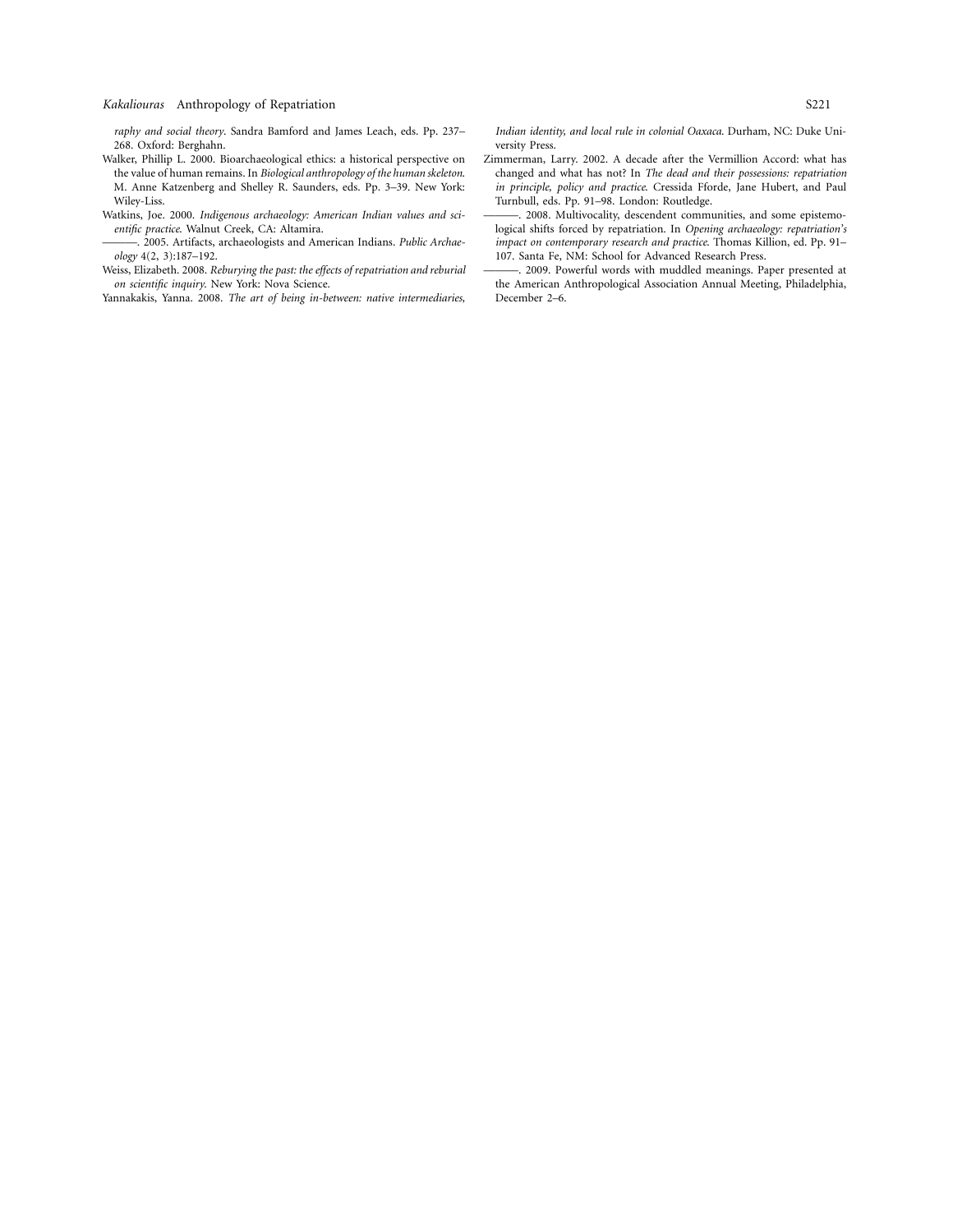*raphy and social theory*. Sandra Bamford and James Leach, eds. Pp. 237–268. Oxford: Berghahn.

Walker, Phillip L. 2000. Bioarchaeological ethics: a historical perspective on the value of human remains. In *Biological anthropology of the human skeleton*. M. Anne Katzenberg and Shelley R. Saunders, eds. Pp. 3–39. New York: Wiley-Liss.

Watkins, Joe. 2000. *Indigenous archaeology: American Indian values and scientific practice*. Walnut Creek, CA: Altamira.

———. 2005. Artifacts, archaeologists and American Indians. *Public Archaeology* 4(2, 3):187–192.

Weiss, Elizabeth. 2008. *Reburying the past: the effects of repatriation and reburial on scientific inquiry*. New York: Nova Science.

Yannakakis, Yanna. 2008. *The art of being in-between: native intermediaries, Indian identity, and local rule in colonial Oaxaca*. Durham, NC: Duke University Press.

Zimmerman, Larry. 2002. A decade after the Vermillion Accord: what has changed and what has not? In *The dead and their possessions: repatriation in principle, policy and practice*. Cressida Fforde, Jane Hubert, and Paul Turnbull, eds. Pp. 91–98. London: Routledge.

———. 2008. Multivocality, descendent communities, and some epistemological shifts forced by repatriation. In *Opening archaeology: repatriation's impact on contemporary research and practice*. Thomas Killion, ed. Pp. 91–107. Santa Fe, NM: School for Advanced Research Press.

———. 2009. Powerful words with muddled meanings. Paper presented at the American Anthropological Association Annual Meeting, Philadelphia, December 2–6.